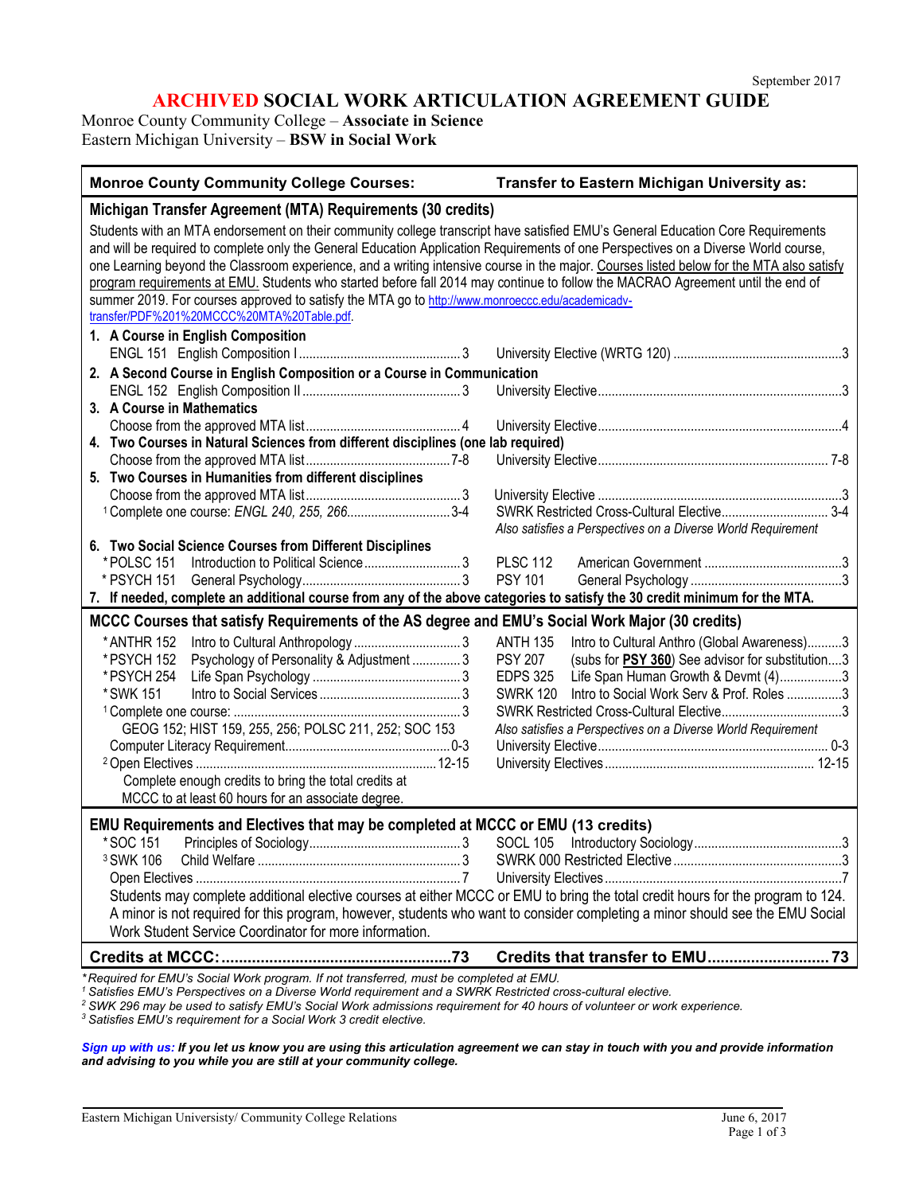September 2017

# ARCHIVED SOCIAL WORK ARTICULATION AGREEMENT GUIDE

Monroe County Community College – **Associate in Science**
Eastern Michigan University – **BSW in Social Work**

| Monroe County Community College Courses: | Transfer to Eastern Michigan University as: |
|---|---|

## Michigan Transfer Agreement (MTA) Requirements (30 credits)

Students with an MTA endorsement on their community college transcript have satisfied EMU's General Education Core Requirements and will be required to complete only the General Education Application Requirements of one Perspectives on a Diverse World course, one Learning beyond the Classroom experience, and a writing intensive course in the major. Courses listed below for the MTA also satisfy program requirements at EMU. Students who started before fall 2014 may continue to follow the MACRAO Agreement until the end of summer 2019. For courses approved to satisfy the MTA go to http://www.monroeccc.edu/academicadv-transfer/PDF%201%20MCCC%20MTA%20Table.pdf.

| MCCC Course | Credits | EMU Equivalent | Credits |
|---|---|---|---|
| **1. A Course in English Composition** | | | |
| ENGL 151 English Composition I | 3 | University Elective (WRTG 120) | 3 |
| **2. A Second Course in English Composition or a Course in Communication** | | | |
| ENGL 152 English Composition II | 3 | University Elective | 3 |
| **3. A Course in Mathematics** | | | |
| Choose from the approved MTA list | 4 | University Elective | 4 |
| **4. Two Courses in Natural Sciences from different disciplines (one lab required)** | | | |
| Choose from the approved MTA list | 7-8 | University Elective | 7-8 |
| **5. Two Courses in Humanities from different disciplines** | | | |
| Choose from the approved MTA list | 3 | University Elective | 3 |
| [1] Complete one course: *ENGL 240, 255, 266* | 3-4 | SWRK Restricted Cross-Cultural Elective *Also satisfies a Perspectives on a Diverse World Requirement* | 3-4 |
| **6. Two Social Science Courses from Different Disciplines** | | | |
| *POLSC 151 Introduction to Political Science | 3 | PLSC 112 American Government | 3 |
| *PSYCH 151 General Psychology | 3 | PSY 101 General Psychology | 3 |
| **7. If needed, complete an additional course from any of the above categories to satisfy the 30 credit minimum for the MTA.** | | | |

## MCCC Courses that satisfy Requirements of the AS degree and EMU's Social Work Major (30 credits)

| MCCC Course | Credits | EMU Equivalent | Credits |
|---|---|---|---|
| *ANTHR 152 Intro to Cultural Anthropology | 3 | ANTH 135 Intro to Cultural Anthro (Global Awareness) | 3 |
| *PSYCH 152 Psychology of Personality & Adjustment | 3 | PSY 207 (subs for **PSY 360**) See advisor for substitution | 3 |
| *PSYCH 254 Life Span Psychology | 3 | EDPS 325 Life Span Human Growth & Devmt (4) | 3 |
| *SWK 151 Intro to Social Services | 3 | SWRK 120 Intro to Social Work Serv & Prof. Roles | 3 |
| [1] Complete one course: GEOG 152; HIST 159, 255, 256; POLSC 211, 252; SOC 153 | 3 | SWRK Restricted Cross-Cultural Elective *Also satisfies a Perspectives on a Diverse World Requirement* | 3 |
| Computer Literacy Requirement | 0-3 | University Elective | 0-3 |
| [2] Open Electives — Complete enough credits to bring the total credits at MCCC to at least 60 hours for an associate degree. | 12-15 | University Electives | 12-15 |

## EMU Requirements and Electives that may be completed at MCCC or EMU (13 credits)

| MCCC Course | Credits | EMU Equivalent | Credits |
|---|---|---|---|
| *SOC 151 Principles of Sociology | 3 | SOCL 105 Introductory Sociology | 3 |
| [3] SWK 106 Child Welfare | 3 | SWRK 000 Restricted Elective | 3 |
| Open Electives | 7 | University Electives | 7 |

Students may complete additional elective courses at either MCCC or EMU to bring the total credit hours for the program to 124. A minor is not required for this program, however, students who want to consider completing a minor should see the EMU Social Work Student Service Coordinator for more information.

| **Credits at MCCC:** | **73** | **Credits that transfer to EMU** | **73** |
|---|---|---|---|

*\*Required for EMU's Social Work program. If not transferred, must be completed at EMU.*
*[1] Satisfies EMU's Perspectives on a Diverse World requirement and a SWRK Restricted cross-cultural elective.*
*[2] SWK 296 may be used to satisfy EMU's Social Work admissions requirement for 40 hours of volunteer or work experience.*
*[3] Satisfies EMU's requirement for a Social Work 3 credit elective.*

***Sign up with us:** If you let us know you are using this articulation agreement we can stay in touch with you and provide information and advising to you while you are still at your community college.*

Eastern Michigan University/ Community College Relations — June 6, 2017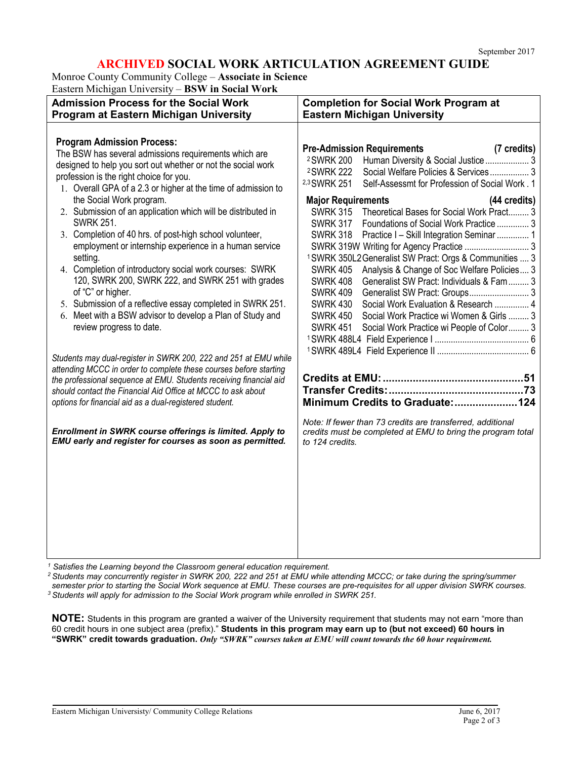September 2017

# ARCHIVED SOCIAL WORK ARTICULATION AGREEMENT GUIDE

Monroe County Community College – **Associate in Science**
Eastern Michigan University – **BSW in Social Work**

## Admission Process for the Social Work Program at Eastern Michigan University

**Program Admission Process:**
The BSW has several admissions requirements which are designed to help you sort out whether or not the social work profession is the right choice for you.

1. Overall GPA of a 2.3 or higher at the time of admission to the Social Work program.
2. Submission of an application which will be distributed in SWRK 251.
3. Completion of 40 hrs. of post-high school volunteer, employment or internship experience in a human service setting.
4. Completion of introductory social work courses: SWRK 120, SWRK 200, SWRK 222, and SWRK 251 with grades of "C" or higher.
5. Submission of a reflective essay completed in SWRK 251.
6. Meet with a BSW advisor to develop a Plan of Study and review progress to date.

*Students may dual-register in SWRK 200, 222 and 251 at EMU while attending MCCC in order to complete these courses before starting the professional sequence at EMU. Students receiving financial aid should contact the Financial Aid Office at MCCC to ask about options for financial aid as a dual-registered student.*

***Enrollment in SWRK course offerings is limited. Apply to EMU early and register for courses as soon as permitted.***

## Completion for Social Work Program at Eastern Michigan University

**Pre-Admission Requirements (7 credits)**

| Course | Title | Credits |
|---|---|---|
| [2] SWRK 200 | Human Diversity & Social Justice | 3 |
| [2] SWRK 222 | Social Welfare Policies & Services | 3 |
| [2,3] SWRK 251 | Self-Assessmt for Profession of Social Work | 1 |

**Major Requirements (44 credits)**

| Course | Title | Credits |
|---|---|---|
| SWRK 315 | Theoretical Bases for Social Work Pract. | 3 |
| SWRK 317 | Foundations of Social Work Practice | 3 |
| SWRK 318 | Practice I – Skill Integration Seminar | 1 |
| SWRK 319W | Writing for Agency Practice | 3 |
| [1] SWRK 350L2 | Generalist SW Pract: Orgs & Communities | 3 |
| SWRK 405 | Analysis & Change of Soc Welfare Policies | 3 |
| SWRK 408 | Generalist SW Pract: Individuals & Fam | 3 |
| SWRK 409 | Generalist SW Pract: Groups | 3 |
| SWRK 430 | Social Work Evaluation & Research | 4 |
| SWRK 450 | Social Work Practice wi Women & Girls | 3 |
| SWRK 451 | Social Work Practice wi People of Color | 3 |
| [1] SWRK 488L4 | Field Experience I | 6 |
| [1] SWRK 489L4 | Field Experience II | 6 |

**Credits at EMU: 51**
**Transfer Credits: 73**
**Minimum Credits to Graduate: 124**

*Note: If fewer than 73 credits are transferred, additional credits must be completed at EMU to bring the program total to 124 credits.*

---

[1] *Satisfies the Learning beyond the Classroom general education requirement.*
[2] *Students may concurrently register in SWRK 200, 222 and 251 at EMU while attending MCCC; or take during the spring/summer semester prior to starting the Social Work sequence at EMU. These courses are pre-requisites for all upper division SWRK courses.*
[3] *Students will apply for admission to the Social Work program while enrolled in SWRK 251.*

**NOTE:** Students in this program are granted a waiver of the University requirement that students may not earn "more than 60 credit hours in one subject area (prefix)." **Students in this program may earn up to (but not exceed) 60 hours in "SWRK" credit towards graduation.** ***Only "SWRK" courses taken at EMU will count towards the 60 hour requirement.***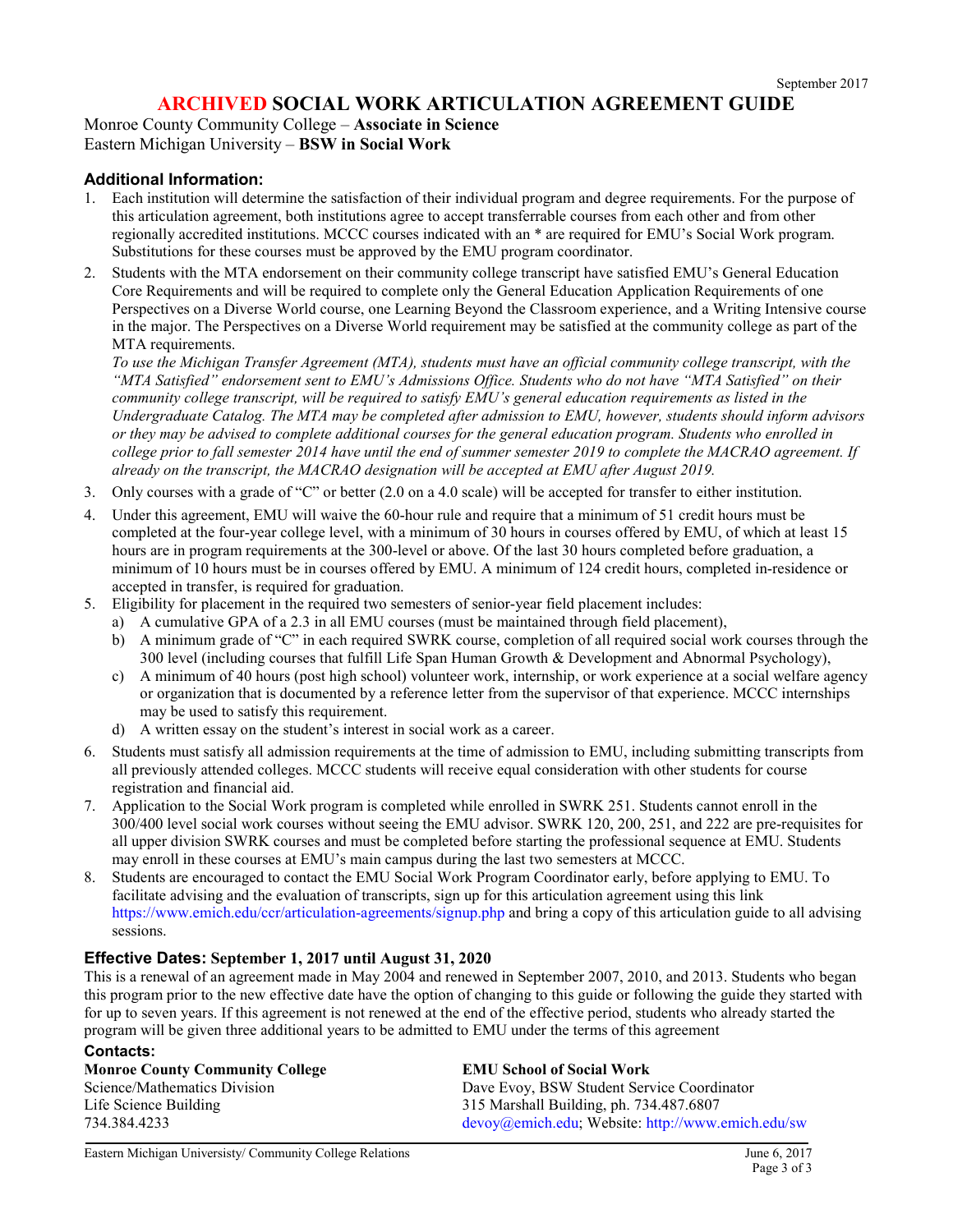September 2017

# ARCHIVED SOCIAL WORK ARTICULATION AGREEMENT GUIDE

Monroe County Community College – **Associate in Science**
Eastern Michigan University – **BSW in Social Work**

### Additional Information:

1. Each institution will determine the satisfaction of their individual program and degree requirements. For the purpose of this articulation agreement, both institutions agree to accept transferrable courses from each other and from other regionally accredited institutions. MCCC courses indicated with an * are required for EMU's Social Work program. Substitutions for these courses must be approved by the EMU program coordinator.
2. Students with the MTA endorsement on their community college transcript have satisfied EMU's General Education Core Requirements and will be required to complete only the General Education Application Requirements of one Perspectives on a Diverse World course, one Learning Beyond the Classroom experience, and a Writing Intensive course in the major. The Perspectives on a Diverse World requirement may be satisfied at the community college as part of the MTA requirements.
   *To use the Michigan Transfer Agreement (MTA), students must have an official community college transcript, with the "MTA Satisfied" endorsement sent to EMU's Admissions Office. Students who do not have "MTA Satisfied" on their community college transcript, will be required to satisfy EMU's general education requirements as listed in the Undergraduate Catalog. The MTA may be completed after admission to EMU, however, students should inform advisors or they may be advised to complete additional courses for the general education program. Students who enrolled in college prior to fall semester 2014 have until the end of summer semester 2019 to complete the MACRAO agreement. If already on the transcript, the MACRAO designation will be accepted at EMU after August 2019.*
3. Only courses with a grade of "C" or better (2.0 on a 4.0 scale) will be accepted for transfer to either institution.
4. Under this agreement, EMU will waive the 60-hour rule and require that a minimum of 51 credit hours must be completed at the four-year college level, with a minimum of 30 hours in courses offered by EMU, of which at least 15 hours are in program requirements at the 300-level or above. Of the last 30 hours completed before graduation, a minimum of 10 hours must be in courses offered by EMU. A minimum of 124 credit hours, completed in-residence or accepted in transfer, is required for graduation.
5. Eligibility for placement in the required two semesters of senior-year field placement includes:
   a) A cumulative GPA of a 2.3 in all EMU courses (must be maintained through field placement),
   b) A minimum grade of "C" in each required SWRK course, completion of all required social work courses through the 300 level (including courses that fulfill Life Span Human Growth & Development and Abnormal Psychology),
   c) A minimum of 40 hours (post high school) volunteer work, internship, or work experience at a social welfare agency or organization that is documented by a reference letter from the supervisor of that experience. MCCC internships may be used to satisfy this requirement.
   d) A written essay on the student's interest in social work as a career.
6. Students must satisfy all admission requirements at the time of admission to EMU, including submitting transcripts from all previously attended colleges. MCCC students will receive equal consideration with other students for course registration and financial aid.
7. Application to the Social Work program is completed while enrolled in SWRK 251. Students cannot enroll in the 300/400 level social work courses without seeing the EMU advisor. SWRK 120, 200, 251, and 222 are pre-requisites for all upper division SWRK courses and must be completed before starting the professional sequence at EMU. Students may enroll in these courses at EMU's main campus during the last two semesters at MCCC.
8. Students are encouraged to contact the EMU Social Work Program Coordinator early, before applying to EMU. To facilitate advising and the evaluation of transcripts, sign up for this articulation agreement using this link https://www.emich.edu/ccr/articulation-agreements/signup.php and bring a copy of this articulation guide to all advising sessions.

### Effective Dates: September 1, 2017 until August 31, 2020

This is a renewal of an agreement made in May 2004 and renewed in September 2007, 2010, and 2013. Students who began this program prior to the new effective date have the option of changing to this guide or following the guide they started with for up to seven years. If this agreement is not renewed at the end of the effective period, students who already started the program will be given three additional years to be admitted to EMU under the terms of this agreement

### Contacts:

**Monroe County Community College**
Science/Mathematics Division
Life Science Building
734.384.4233

**EMU School of Social Work**
Dave Evoy, BSW Student Service Coordinator
315 Marshall Building, ph. 734.487.6807
devoy@emich.edu; Website: http://www.emich.edu/sw

Eastern Michigan University/ Community College Relations June 6, 2017